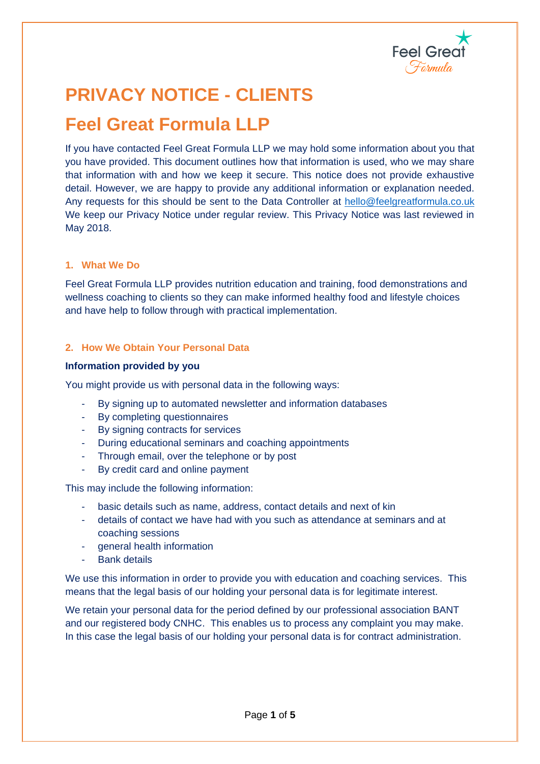# PRIVACY NOTICE - CLIENTS

# Feel Great Formula LLP

If you have contacted Feel Great Formula LLP we may hold some information about you that you have provided. This document outlines how that information is used, who we may share that information with and how we keep it secure. This notice does not provide exhaustive detail. However, we are happy to provide any additional information or explanation needed. Any requests for this should be sent to the Data Controller at hello@feelgreatformula.co.uk We keep our Privacy Notice under regular review. This Privacy Notice was last reviewed in May 2018.

### 1. What We Do

Feel Great Formula LLP provides nutrition education and training, food demonstrations and wellness coaching to clients so they can make informed healthy food and lifestyle choices and have help to follow through with practical implementation.

### 2. How We Obtain Your Personal Data

**Information provided by you**

You might provide us with personal data in the following ways:

- By signing up to automated newsletter and information databases
- By completing questionnaires
- By signing contracts for services
- During educational seminars and coaching appointments
- Through email, over the telephone or by post
- By credit card and online payment

This may include the following information:

- basic details such as name, address, contact details and next of kin
- details of contact we have had with you such as attendance at seminars and at coaching sessions
- general health information
- Bank details

We use this information in order to provide you with education and coaching services. This means that the legal basis of our holding your personal data is for legitimate interest.

We retain your personal data for the period defined by our professional association BANT and our registered body CNHC. This enables us to process any complaint you may make. In this case the legal basis of our holding your personal data is for contract administration.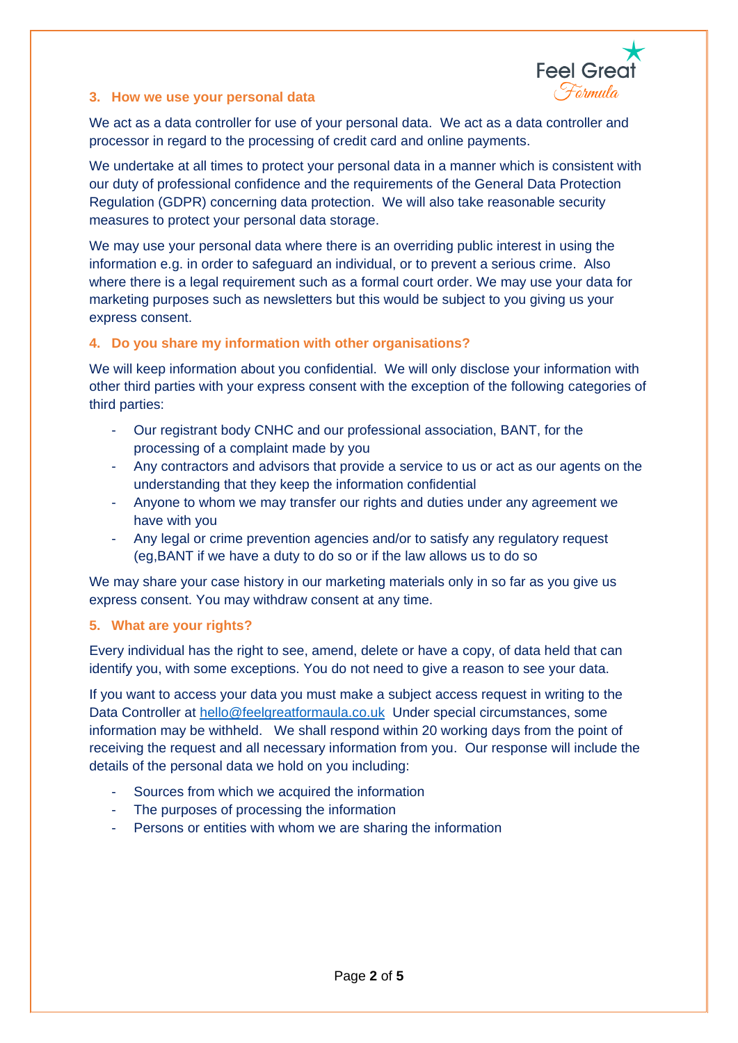### 3. How we use your personal data

We act as a data controller for use of your personal data. We act as a data controller and processor in regard to the processing of credit card and online payments.

We undertake at all times to protect your personal data in a manner which is consistent with our duty of professional confidence and the requirements of the General Data Protection Regulation (GDPR) concerning data protection. We will also take reasonable security measures to protect your personal data storage.

We may use your personal data where there is an overriding public interest in using the information e.g. in order to safeguard an individual, or to prevent a serious crime. Also where there is a legal requirement such as a formal court order. We may use your data for marketing purposes such as newsletters but this would be subject to you giving us your express consent.

### 4. Do you share my information with other organisations?

We will keep information about you confidential. We will only disclose your information with other third parties with your express consent with the exception of the following categories of third parties:

- Our registrant body CNHC and our professional association, BANT, for the processing of a complaint made by you
- Any contractors and advisors that provide a service to us or act as our agents on the understanding that they keep the information confidential
- Anyone to whom we may transfer our rights and duties under any agreement we have with you
- Any legal or crime prevention agencies and/or to satisfy any regulatory request (eg,BANT if we have a duty to do so or if the law allows us to do so

We may share your case history in our marketing materials only in so far as you give us express consent. You may withdraw consent at any time.

### 5. What are your rights?

Every individual has the right to see, amend, delete or have a copy, of data held that can identify you, with some exceptions. You do not need to give a reason to see your data.

If you want to access your data you must make a subject access request in writing to the Data Controller at hello@feelgreatformaula.co.uk Under special circumstances, some information may be withheld. We shall respond within 20 working days from the point of receiving the request and all necessary information from you. Our response will include the details of the personal data we hold on you including:

- Sources from which we acquired the information
- The purposes of processing the information
- Persons or entities with whom we are sharing the information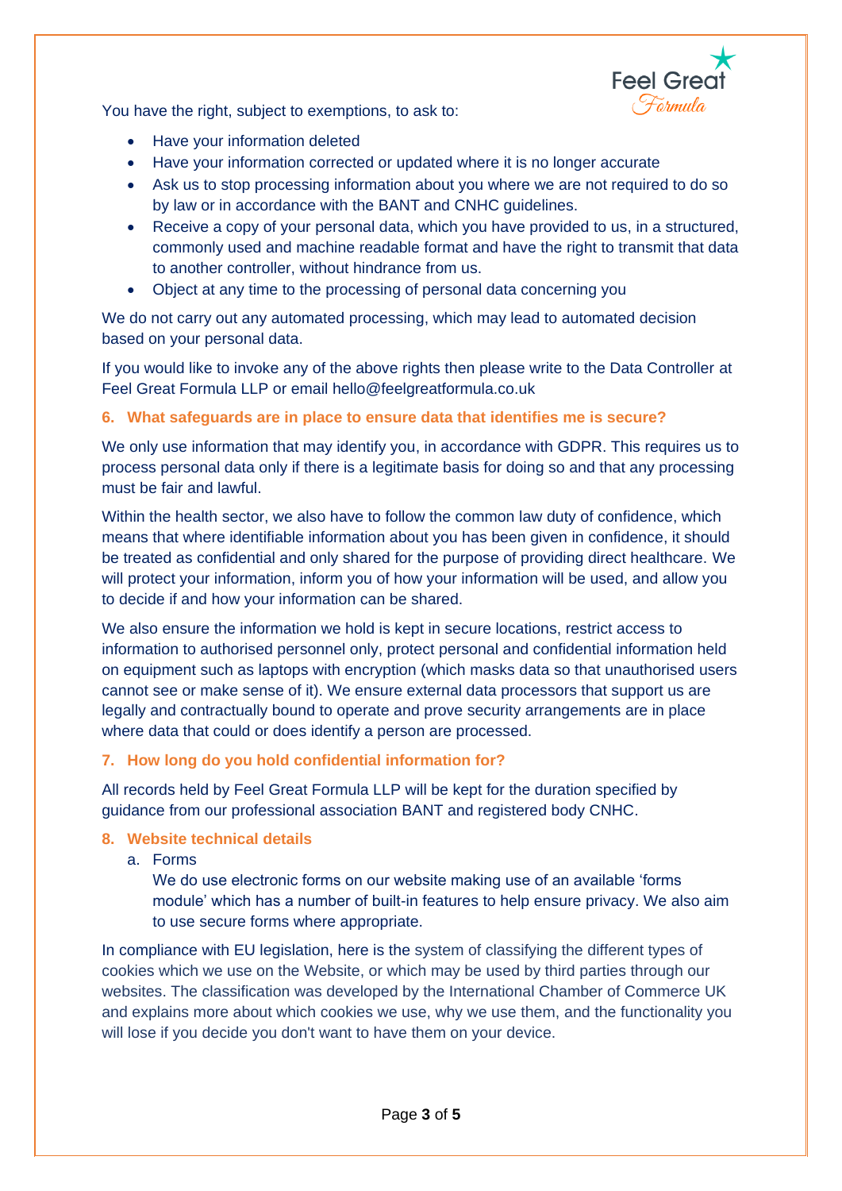You have the right, subject to exemptions, to ask to:

- Have your information deleted
- Have your information corrected or updated where it is no longer accurate
- Ask us to stop processing information about you where we are not required to do so by law or in accordance with the BANT and CNHC guidelines.
- Receive a copy of your personal data, which you have provided to us, in a structured, commonly used and machine readable format and have the right to transmit that data to another controller, without hindrance from us.
- Object at any time to the processing of personal data concerning you

We do not carry out any automated processing, which may lead to automated decision based on your personal data.

If you would like to invoke any of the above rights then please write to the Data Controller at Feel Great Formula LLP or email hello@feelgreatformula.co.uk

## 6. What safeguards are in place to ensure data that identifies me is secure?

We only use information that may identify you, in accordance with GDPR. This requires us to process personal data only if there is a legitimate basis for doing so and that any processing must be fair and lawful.

Within the health sector, we also have to follow the common law duty of confidence, which means that where identifiable information about you has been given in confidence, it should be treated as confidential and only shared for the purpose of providing direct healthcare. We will protect your information, inform you of how your information will be used, and allow you to decide if and how your information can be shared.

We also ensure the information we hold is kept in secure locations, restrict access to information to authorised personnel only, protect personal and confidential information held on equipment such as laptops with encryption (which masks data so that unauthorised users cannot see or make sense of it). We ensure external data processors that support us are legally and contractually bound to operate and prove security arrangements are in place where data that could or does identify a person are processed.

## 7. How long do you hold confidential information for?

All records held by Feel Great Formula LLP will be kept for the duration specified by guidance from our professional association BANT and registered body CNHC.

## 8. Website technical details

a. Forms

We do use electronic forms on our website making use of an available 'forms module' which has a number of built-in features to help ensure privacy. We also aim to use secure forms where appropriate.

In compliance with EU legislation, here is the system of classifying the different types of cookies which we use on the Website, or which may be used by third parties through our websites. The classification was developed by the International Chamber of Commerce UK and explains more about which cookies we use, why we use them, and the functionality you will lose if you decide you don't want to have them on your device.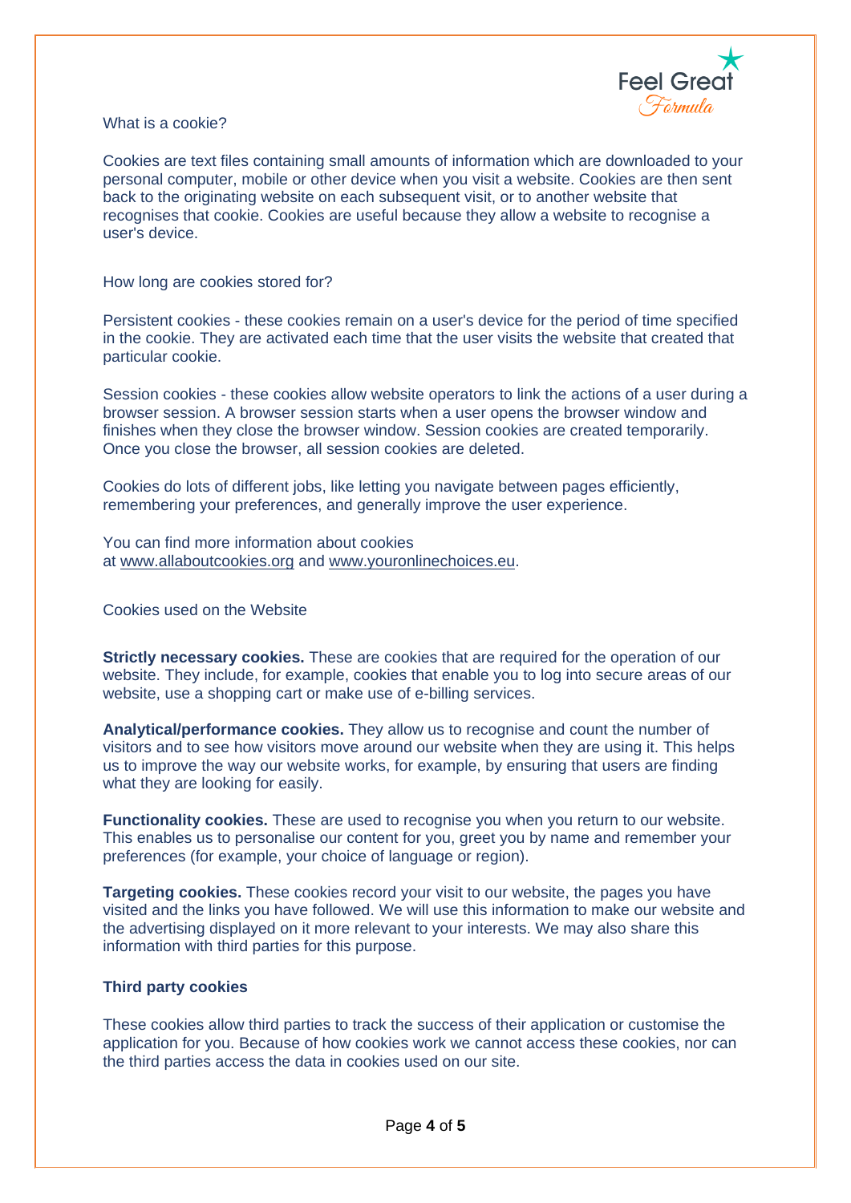What is a cookie?

Cookies are text files containing small amounts of information which are downloaded to your personal computer, mobile or other device when you visit a website. Cookies are then sent back to the originating website on each subsequent visit, or to another website that recognises that cookie. Cookies are useful because they allow a website to recognise a user's device.

How long are cookies stored for?

Persistent cookies - these cookies remain on a user's device for the period of time specified in the cookie. They are activated each time that the user visits the website that created that particular cookie.

Session cookies - these cookies allow website operators to link the actions of a user during a browser session. A browser session starts when a user opens the browser window and finishes when they close the browser window. Session cookies are created temporarily. Once you close the browser, all session cookies are deleted.

Cookies do lots of different jobs, like letting you navigate between pages efficiently, remembering your preferences, and generally improve the user experience.

You can find more information about cookies at www.allaboutcookies.org and www.youronlinechoices.eu.

Cookies used on the Website

**Strictly necessary cookies.** These are cookies that are required for the operation of our website. They include, for example, cookies that enable you to log into secure areas of our website, use a shopping cart or make use of e-billing services.

**Analytical/performance cookies.** They allow us to recognise and count the number of visitors and to see how visitors move around our website when they are using it. This helps us to improve the way our website works, for example, by ensuring that users are finding what they are looking for easily.

**Functionality cookies.** These are used to recognise you when you return to our website. This enables us to personalise our content for you, greet you by name and remember your preferences (for example, your choice of language or region).

**Targeting cookies.** These cookies record your visit to our website, the pages you have visited and the links you have followed. We will use this information to make our website and the advertising displayed on it more relevant to your interests. We may also share this information with third parties for this purpose.

**Third party cookies**

These cookies allow third parties to track the success of their application or customise the application for you. Because of how cookies work we cannot access these cookies, nor can the third parties access the data in cookies used on our site.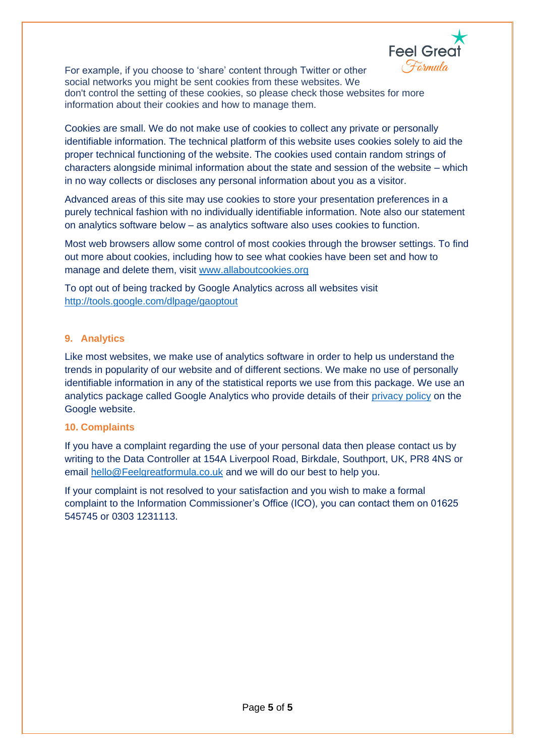For example, if you choose to 'share' content through Twitter or other social networks you might be sent cookies from these websites. We don't control the setting of these cookies, so please check those websites for more information about their cookies and how to manage them.

Cookies are small. We do not make use of cookies to collect any private or personally identifiable information. The technical platform of this website uses cookies solely to aid the proper technical functioning of the website. The cookies used contain random strings of characters alongside minimal information about the state and session of the website – which in no way collects or discloses any personal information about you as a visitor.

Advanced areas of this site may use cookies to store your presentation preferences in a purely technical fashion with no individually identifiable information. Note also our statement on analytics software below – as analytics software also uses cookies to function.

Most web browsers allow some control of most cookies through the browser settings. To find out more about cookies, including how to see what cookies have been set and how to manage and delete them, visit [www.allaboutcookies.org](http://www.allaboutcookies.org)

To opt out of being tracked by Google Analytics across all websites visit [http://tools.google.com/dlpage/gaoptout](http://tools.google.com/dlpage/gaoptout)

## 9. Analytics

Like most websites, we make use of analytics software in order to help us understand the trends in popularity of our website and of different sections. We make no use of personally identifiable information in any of the statistical reports we use from this package. We use an analytics package called Google Analytics who provide details of their privacy policy on the Google website.

## 10. Complaints

If you have a complaint regarding the use of your personal data then please contact us by writing to the Data Controller at 154A Liverpool Road, Birkdale, Southport, UK, PR8 4NS or email [hello@Feelgreatformula.co.uk](mailto:hello@Feelgreatformula.co.uk) and we will do our best to help you.

If your complaint is not resolved to your satisfaction and you wish to make a formal complaint to the Information Commissioner's Office (ICO), you can contact them on 01625 545745 or 0303 1231113.